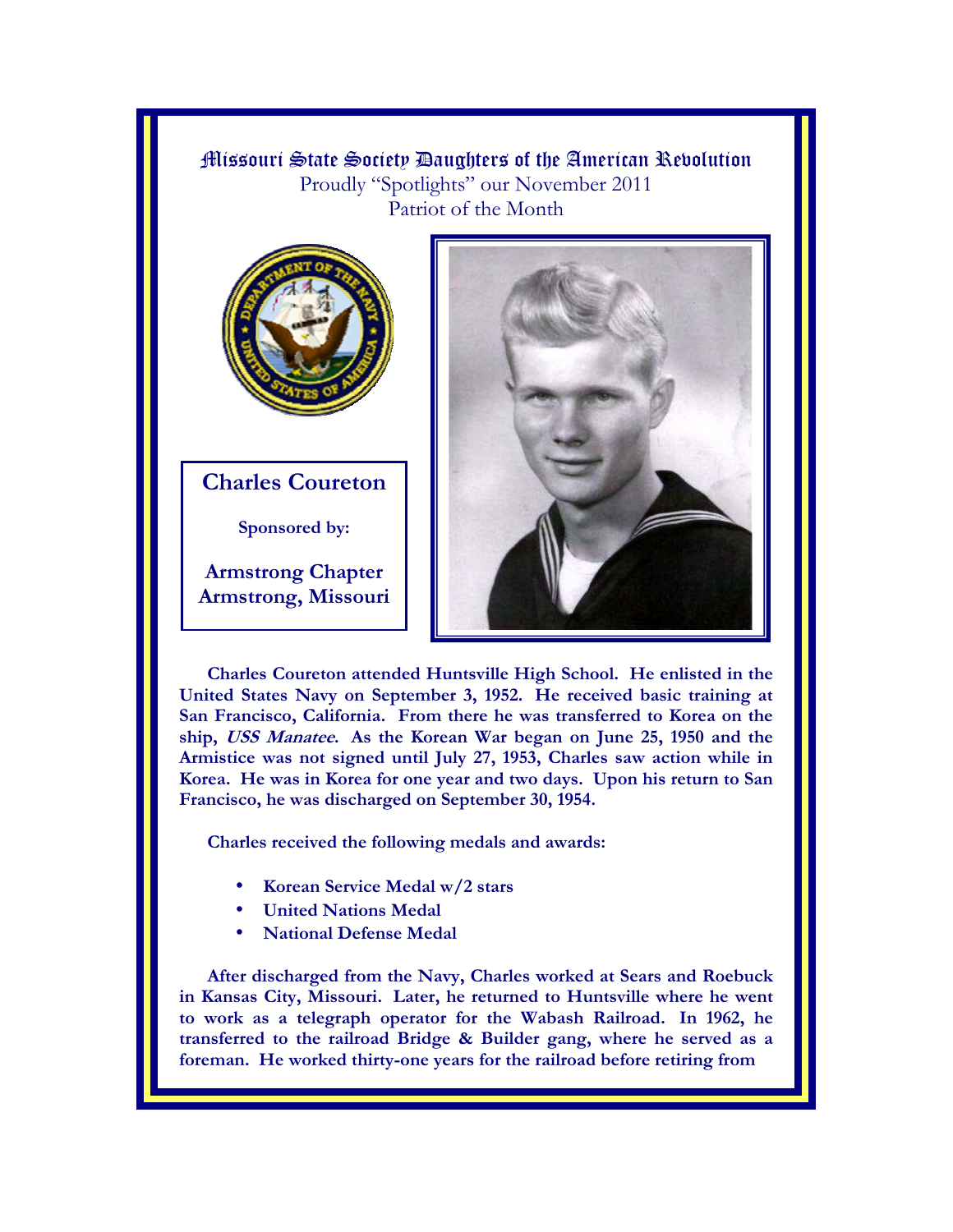# Missouri State Society Daughters of the American Revolution

Proudly "Spotlights" our November 2011
Patriot of the Month

## Charles Coureton

**Sponsored by:**

**Armstrong Chapter**
**Armstrong, Missouri**

**Charles Coureton attended Huntsville High School. He enlisted in the United States Navy on September 3, 1952. He received basic training at San Francisco, California. From there he was transferred to Korea on the ship, *USS Manatee*. As the Korean War began on June 25, 1950 and the Armistice was not signed until July 27, 1953, Charles saw action while in Korea. He was in Korea for one year and two days. Upon his return to San Francisco, he was discharged on September 30, 1954.**

**Charles received the following medals and awards:**

- **Korean Service Medal w/2 stars**
- **United Nations Medal**
- **National Defense Medal**

**After discharged from the Navy, Charles worked at Sears and Roebuck in Kansas City, Missouri. Later, he returned to Huntsville where he went to work as a telegraph operator for the Wabash Railroad. In 1962, he transferred to the railroad Bridge & Builder gang, where he served as a foreman. He worked thirty-one years for the railroad before retiring from**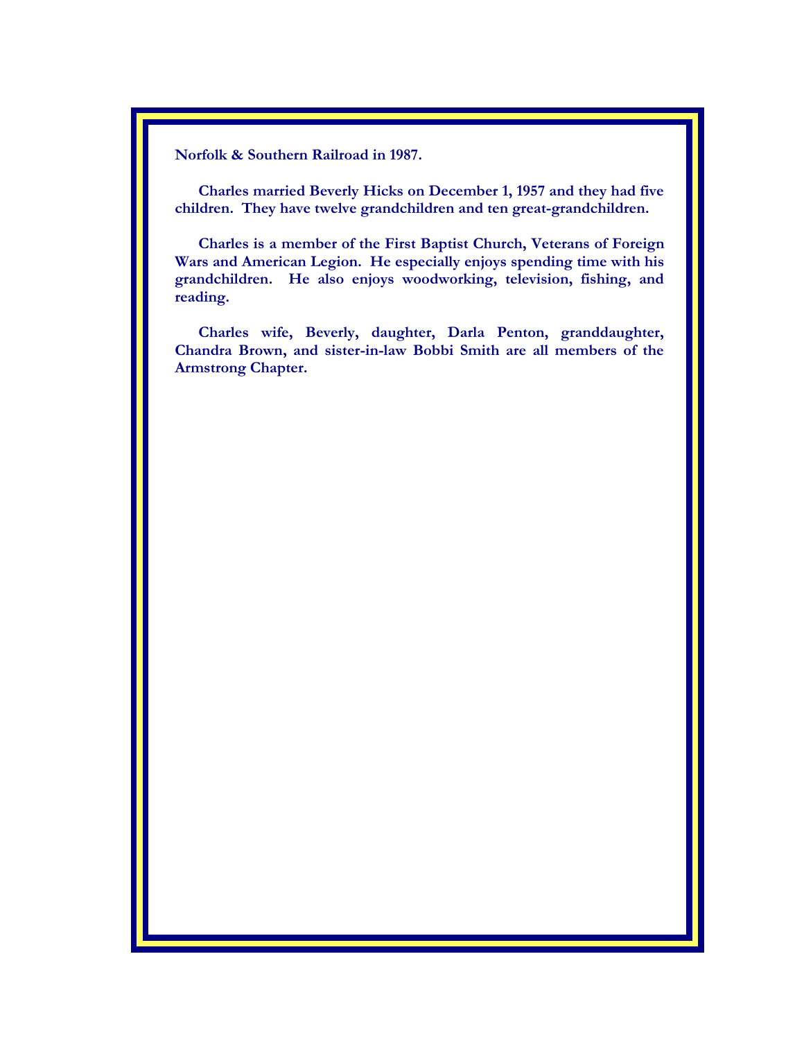**Norfolk & Southern Railroad in 1987.**

**Charles married Beverly Hicks on December 1, 1957 and they had five children. They have twelve grandchildren and ten great-grandchildren.**

**Charles is a member of the First Baptist Church, Veterans of Foreign Wars and American Legion. He especially enjoys spending time with his grandchildren. He also enjoys woodworking, television, fishing, and reading.**

**Charles wife, Beverly, daughter, Darla Penton, granddaughter, Chandra Brown, and sister-in-law Bobbi Smith are all members of the Armstrong Chapter.**